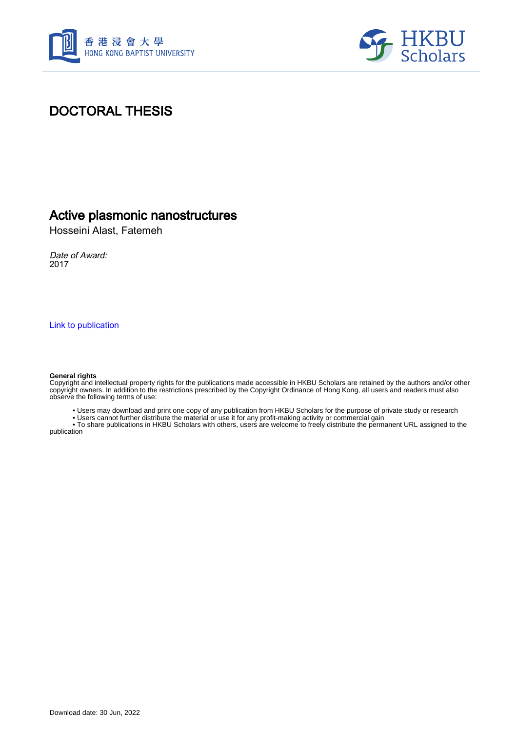# DOCTORAL THESIS

## Active plasmonic nanostructures

Hosseini Alast, Fatemeh

*Date of Award:*
2017

[Link to publication](#)

**General rights**
Copyright and intellectual property rights for the publications made accessible in HKBU Scholars are retained by the authors and/or other copyright owners. In addition to the restrictions prescribed by the Copyright Ordinance of Hong Kong, all users and readers must also observe the following terms of use:

- Users may download and print one copy of any publication from HKBU Scholars for the purpose of private study or research
- Users cannot further distribute the material or use it for any profit-making activity or commercial gain
- To share publications in HKBU Scholars with others, users are welcome to freely distribute the permanent URL assigned to the publication

Download date: 30 Jun, 2022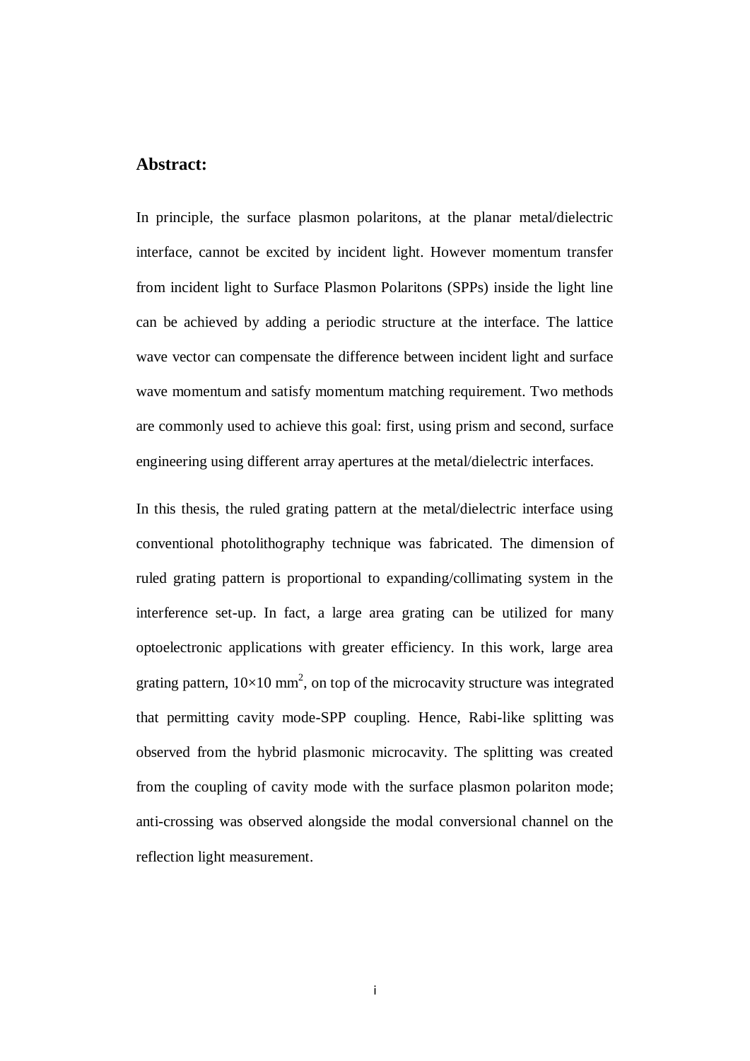## Abstract:

In principle, the surface plasmon polaritons, at the planar metal/dielectric interface, cannot be excited by incident light. However momentum transfer from incident light to Surface Plasmon Polaritons (SPPs) inside the light line can be achieved by adding a periodic structure at the interface. The lattice wave vector can compensate the difference between incident light and surface wave momentum and satisfy momentum matching requirement. Two methods are commonly used to achieve this goal: first, using prism and second, surface engineering using different array apertures at the metal/dielectric interfaces.

In this thesis, the ruled grating pattern at the metal/dielectric interface using conventional photolithography technique was fabricated. The dimension of ruled grating pattern is proportional to expanding/collimating system in the interference set-up. In fact, a large area grating can be utilized for many optoelectronic applications with greater efficiency. In this work, large area grating pattern, $10 \times 10$ mm$^2$, on top of the microcavity structure was integrated that permitting cavity mode-SPP coupling. Hence, Rabi-like splitting was observed from the hybrid plasmonic microcavity. The splitting was created from the coupling of cavity mode with the surface plasmon polariton mode; anti-crossing was observed alongside the modal conversional channel on the reflection light measurement.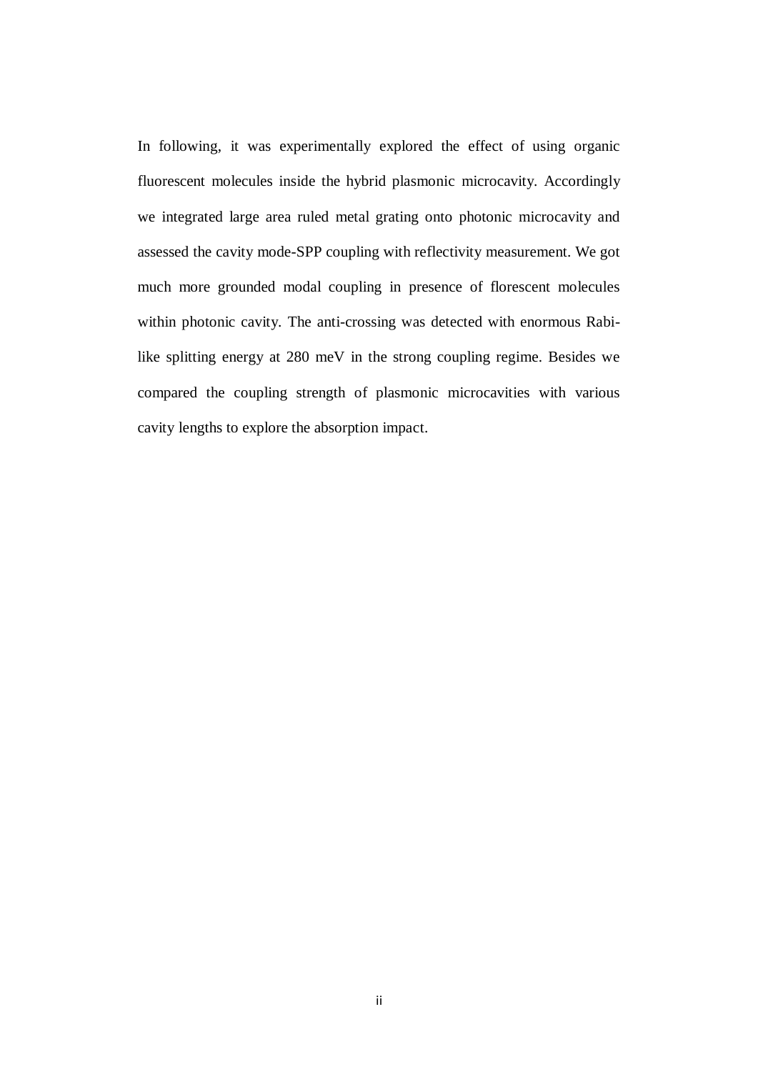In following, it was experimentally explored the effect of using organic fluorescent molecules inside the hybrid plasmonic microcavity. Accordingly we integrated large area ruled metal grating onto photonic microcavity and assessed the cavity mode-SPP coupling with reflectivity measurement. We got much more grounded modal coupling in presence of florescent molecules within photonic cavity. The anti-crossing was detected with enormous Rabi-like splitting energy at 280 meV in the strong coupling regime. Besides we compared the coupling strength of plasmonic microcavities with various cavity lengths to explore the absorption impact.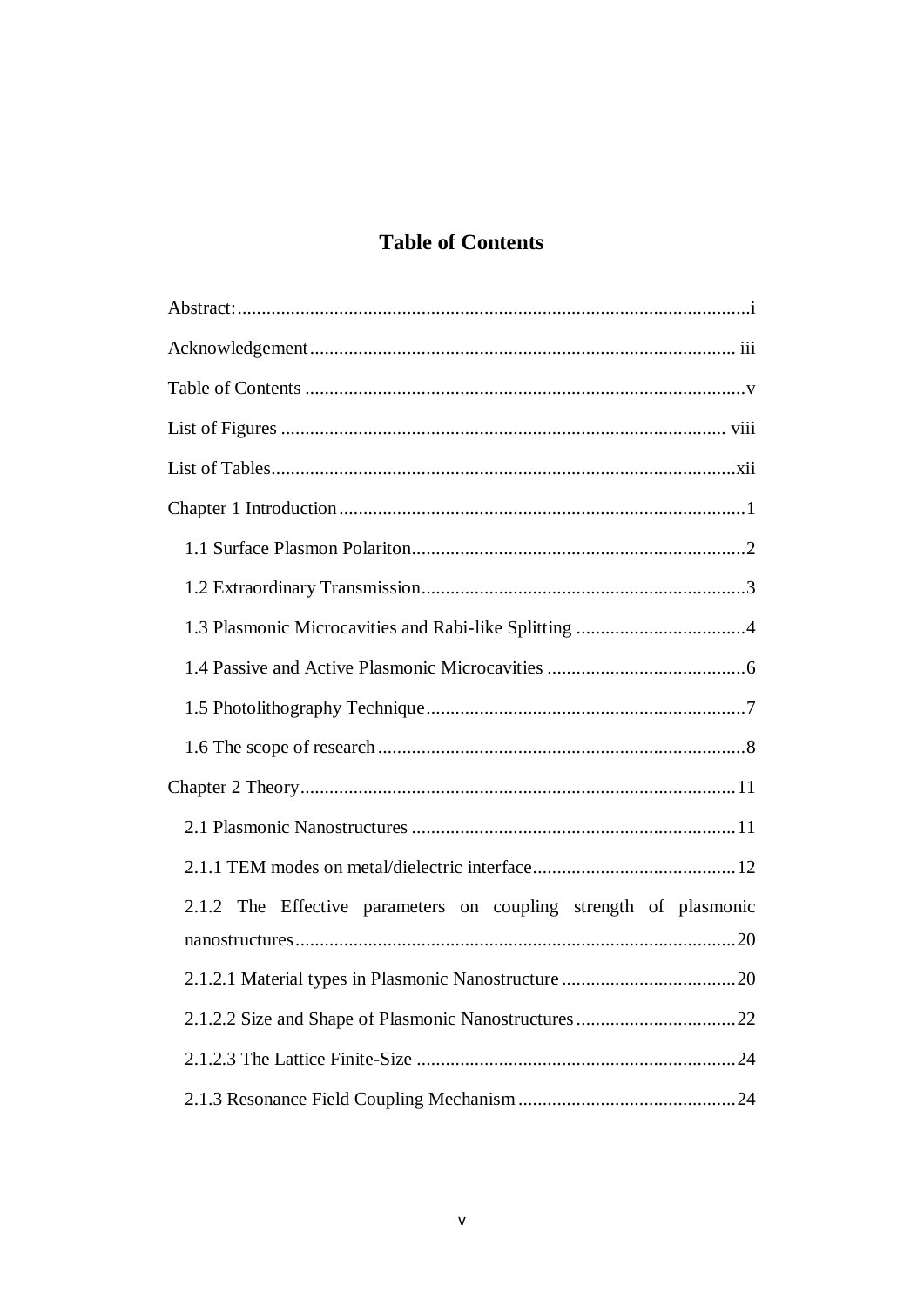# Table of Contents

Abstract: ... i

Acknowledgement ... iii

Table of Contents ... v

List of Figures ... viii

List of Tables ... xii

Chapter 1 Introduction ... 1

- 1.1 Surface Plasmon Polariton ... 2
- 1.2 Extraordinary Transmission ... 3
- 1.3 Plasmonic Microcavities and Rabi-like Splitting ... 4
- 1.4 Passive and Active Plasmonic Microcavities ... 6
- 1.5 Photolithography Technique ... 7
- 1.6 The scope of research ... 8

Chapter 2 Theory ... 11

- 2.1 Plasmonic Nanostructures ... 11
- 2.1.1 TEM modes on metal/dielectric interface ... 12
- 2.1.2 The Effective parameters on coupling strength of plasmonic nanostructures ... 20
- 2.1.2.1 Material types in Plasmonic Nanostructure ... 20
- 2.1.2.2 Size and Shape of Plasmonic Nanostructures ... 22
- 2.1.2.3 The Lattice Finite-Size ... 24
- 2.1.3 Resonance Field Coupling Mechanism ... 24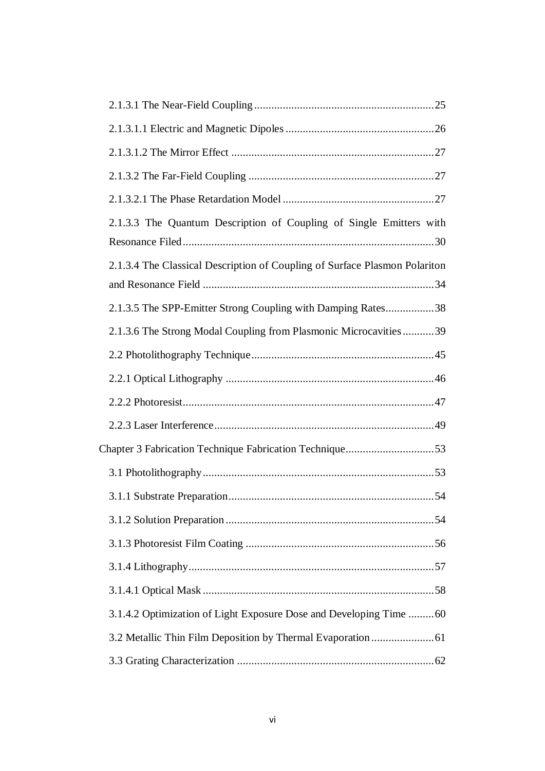2.1.3.1 The Near-Field Coupling ............................................................... 25

2.1.3.1.1 Electric and Magnetic Dipoles .................................................... 26

2.1.3.1.2 The Mirror Effect ....................................................................... 27

2.1.3.2 The Far-Field Coupling ................................................................. 27

2.1.3.2.1 The Phase Retardation Model ..................................................... 27

2.1.3.3 The Quantum Description of Coupling of Single Emitters with Resonance Filed ........................................................................................ 30

2.1.3.4 The Classical Description of Coupling of Surface Plasmon Polariton and Resonance Field ................................................................................. 34

2.1.3.5 The SPP-Emitter Strong Coupling with Damping Rates ................. 38

2.1.3.6 The Strong Modal Coupling from Plasmonic Microcavities ........... 39

2.2 Photolithography Technique ................................................................ 45

2.2.1 Optical Lithography ......................................................................... 46

2.2.2 Photoresist ........................................................................................ 47

2.2.3 Laser Interference ............................................................................ 49

Chapter 3 Fabrication Technique Fabrication Technique ............................... 53

3.1 Photolithography ................................................................................. 53

3.1.1 Substrate Preparation ........................................................................ 54

3.1.2 Solution Preparation ......................................................................... 54

3.1.3 Photoresist Film Coating .................................................................. 56

3.1.4 Lithography ...................................................................................... 57

3.1.4.1 Optical Mask ................................................................................. 58

3.1.4.2 Optimization of Light Exposure Dose and Developing Time ......... 60

3.2 Metallic Thin Film Deposition by Thermal Evaporation ...................... 61

3.3 Grating Characterization ..................................................................... 62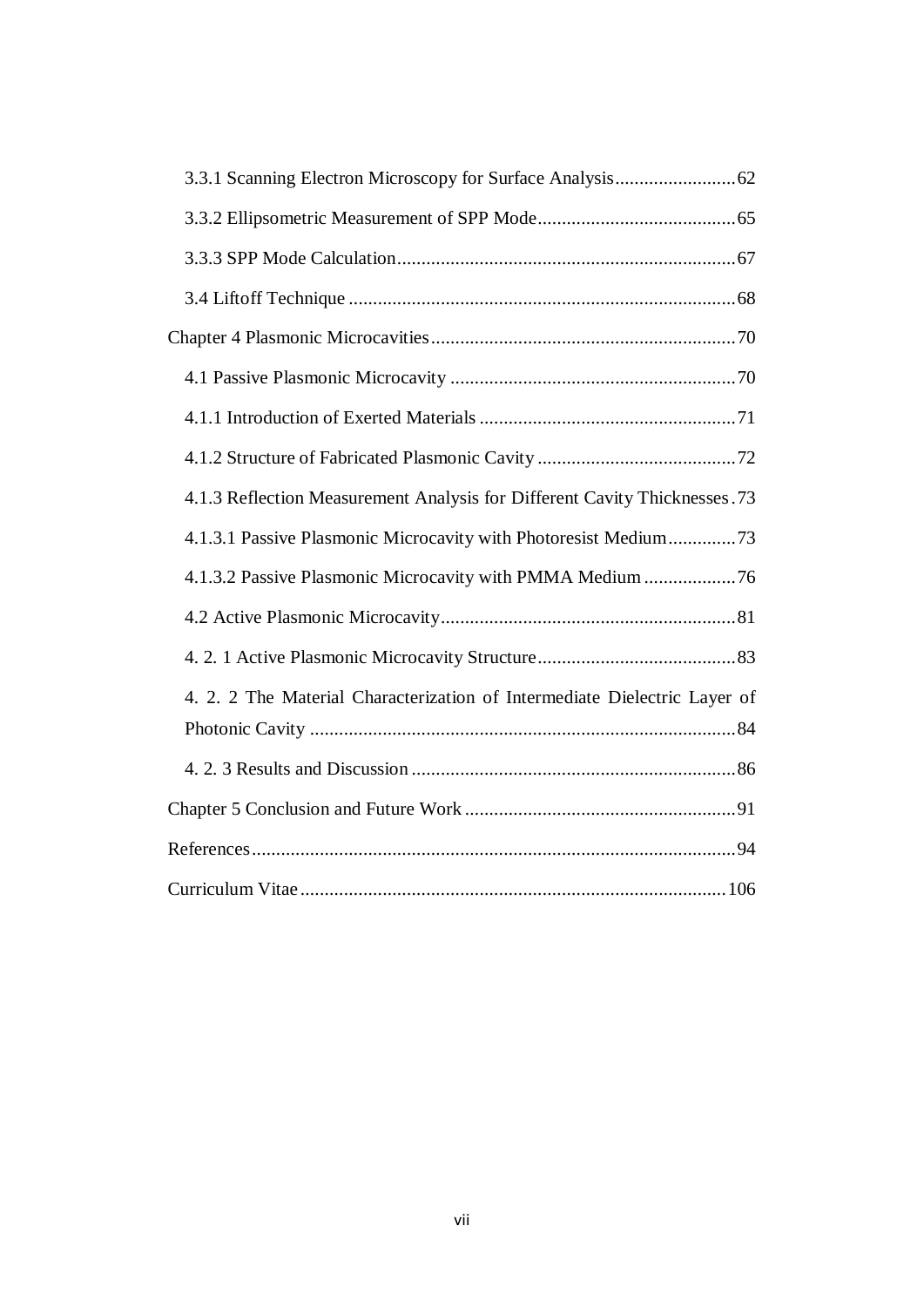3.3.1 Scanning Electron Microscopy for Surface Analysis......................... 62

3.3.2 Ellipsometric Measurement of SPP Mode......................................... 65

3.3.3 SPP Mode Calculation...................................................................... 67

3.4 Liftoff Technique ................................................................................ 68

Chapter 4 Plasmonic Microcavities............................................................... 70

4.1 Passive Plasmonic Microcavity ........................................................... 70

4.1.1 Introduction of Exerted Materials ..................................................... 71

4.1.2 Structure of Fabricated Plasmonic Cavity ......................................... 72

4.1.3 Reflection Measurement Analysis for Different Cavity Thicknesses . 73

4.1.3.1 Passive Plasmonic Microcavity with Photoresist Medium.............. 73

4.1.3.2 Passive Plasmonic Microcavity with PMMA Medium ................... 76

4.2 Active Plasmonic Microcavity............................................................. 81

4. 2. 1 Active Plasmonic Microcavity Structure......................................... 83

4. 2. 2 The Material Characterization of Intermediate Dielectric Layer of Photonic Cavity ....................................................................................... 84

4. 2. 3 Results and Discussion ................................................................... 86

Chapter 5 Conclusion and Future Work ........................................................ 91

References.................................................................................................... 94

Curriculum Vitae ........................................................................................ 106